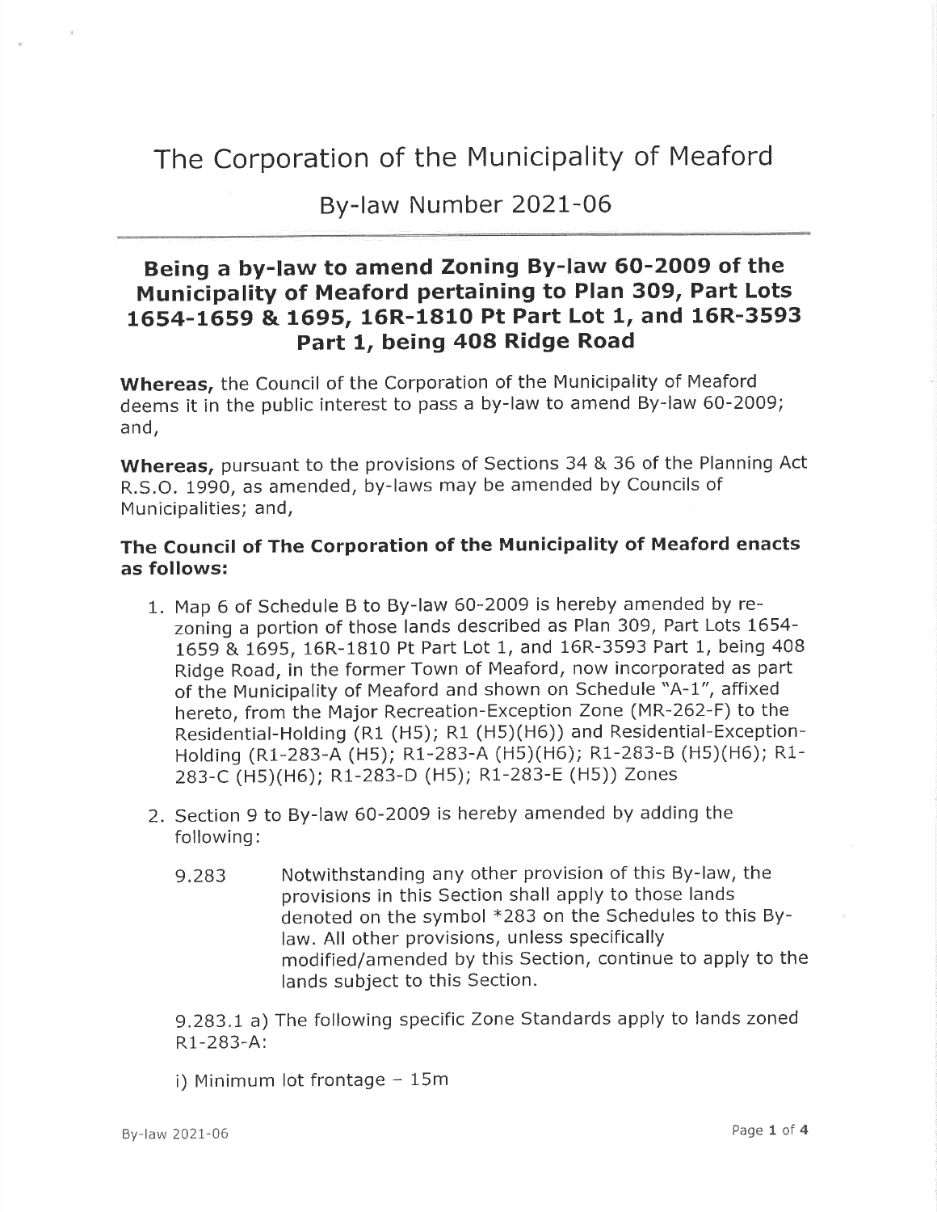# The Corporation of the Municipality of Meaford

## By-law Number 2021-06

### Being a by-law to amend Zoning By-law 60-2009 of the Municipality of Meaford pertaining to Plan 309, Part Lots 1654-1659 & 1695, 16R-1810 Pt Part Lot 1, and 16R-3593 Part 1, being 408 Ridge Road

**Whereas,** the Council of the Corporation of the Municipality of Meaford deems it in the public interest to pass a by-law to amend By-law 60-2009; and,

**Whereas,** pursuant to the provisions of Sections 34 & 36 of the Planning Act R.S.O. 1990, as amended, by-laws may be amended by Councils of Municipalities; and,

**The Council of The Corporation of the Municipality of Meaford enacts as follows:**

1. Map 6 of Schedule B to By-law 60-2009 is hereby amended by re-zoning a portion of those lands described as Plan 309, Part Lots 1654-1659 & 1695, 16R-1810 Pt Part Lot 1, and 16R-3593 Part 1, being 408 Ridge Road, in the former Town of Meaford, now incorporated as part of the Municipality of Meaford and shown on Schedule "A-1", affixed hereto, from the Major Recreation-Exception Zone (MR-262-F) to the Residential-Holding (R1 (H5); R1 (H5)(H6)) and Residential-Exception-Holding (R1-283-A (H5); R1-283-A (H5)(H6); R1-283-B (H5)(H6); R1-283-C (H5)(H6); R1-283-D (H5); R1-283-E (H5)) Zones

2. Section 9 to By-law 60-2009 is hereby amended by adding the following:

   9.283 Notwithstanding any other provision of this By-law, the provisions in this Section shall apply to those lands denoted on the symbol *283 on the Schedules to this By-law. All other provisions, unless specifically modified/amended by this Section, continue to apply to the lands subject to this Section.

   9.283.1 a) The following specific Zone Standards apply to lands zoned R1-283-A:

   i) Minimum lot frontage – 15m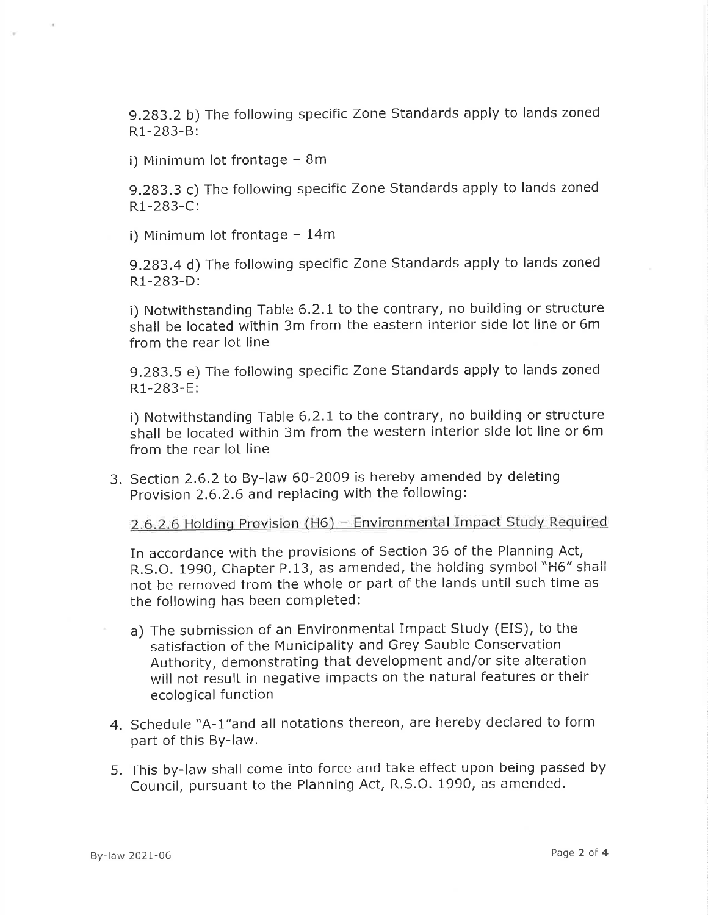9.283.2 b) The following specific Zone Standards apply to lands zoned R1-283-B:

i) Minimum lot frontage – 8m

9.283.3 c) The following specific Zone Standards apply to lands zoned R1-283-C:

i) Minimum lot frontage – 14m

9.283.4 d) The following specific Zone Standards apply to lands zoned R1-283-D:

i) Notwithstanding Table 6.2.1 to the contrary, no building or structure shall be located within 3m from the eastern interior side lot line or 6m from the rear lot line

9.283.5 e) The following specific Zone Standards apply to lands zoned R1-283-E:

i) Notwithstanding Table 6.2.1 to the contrary, no building or structure shall be located within 3m from the western interior side lot line or 6m from the rear lot line

3. Section 2.6.2 to By-law 60-2009 is hereby amended by deleting Provision 2.6.2.6 and replacing with the following:

   2.6.2.6 Holding Provision (H6) – Environmental Impact Study Required

   In accordance with the provisions of Section 36 of the Planning Act, R.S.O. 1990, Chapter P.13, as amended, the holding symbol "H6" shall not be removed from the whole or part of the lands until such time as the following has been completed:

   a) The submission of an Environmental Impact Study (EIS), to the satisfaction of the Municipality and Grey Sauble Conservation Authority, demonstrating that development and/or site alteration will not result in negative impacts on the natural features or their ecological function

4. Schedule "A-1"and all notations thereon, are hereby declared to form part of this By-law.

5. This by-law shall come into force and take effect upon being passed by Council, pursuant to the Planning Act, R.S.O. 1990, as amended.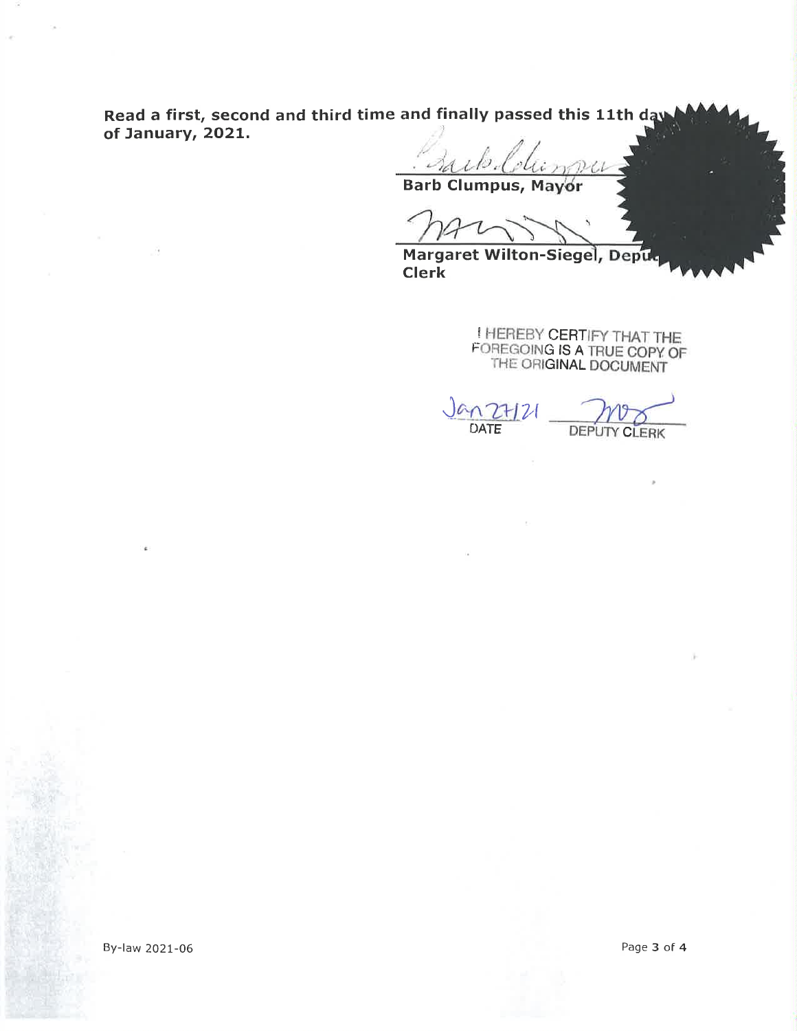**Read a first, second and third time and finally passed this 11th day of January, 2021.**

**Barb Clumpus, Mayor**

**Margaret Wilton-Siegel, Deputy Clerk**

I HEREBY CERTIFY THAT THE FOREGOING IS A TRUE COPY OF THE ORIGINAL DOCUMENT

Jan 27/21
DATE

DEPUTY CLERK

By-law 2021-06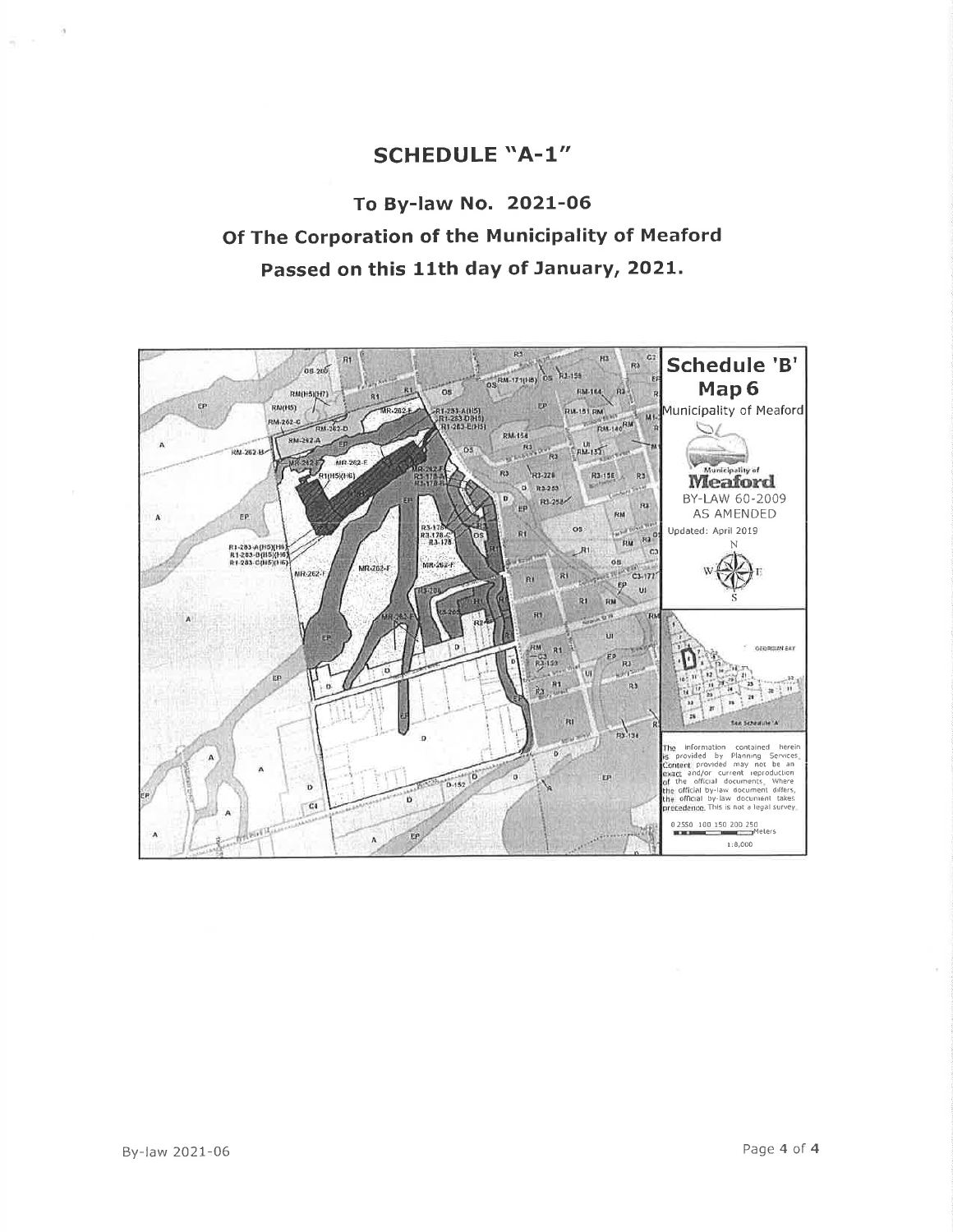## SCHEDULE "A-1"

## To By-law No. 2021-06

## Of The Corporation of the Municipality of Meaford

## Passed on this 11th day of January, 2021.

Schedule 'B'
Map 6
Municipality of Meaford

Municipality of Meaford

BY-LAW 60-2009
AS AMENDED
Updated: April 2019

N
W E
S

GEORGIAN BAY

See Schedule 'A'

The information contained herein is provided by Planning Services. Content provided may not be an exact and/or current reproduction of the official documents. Where the official by-law document differs, the official by-law document takes precedence. This is not a legal survey.

0 25 50 100 150 200 250
Meters
1:8,000